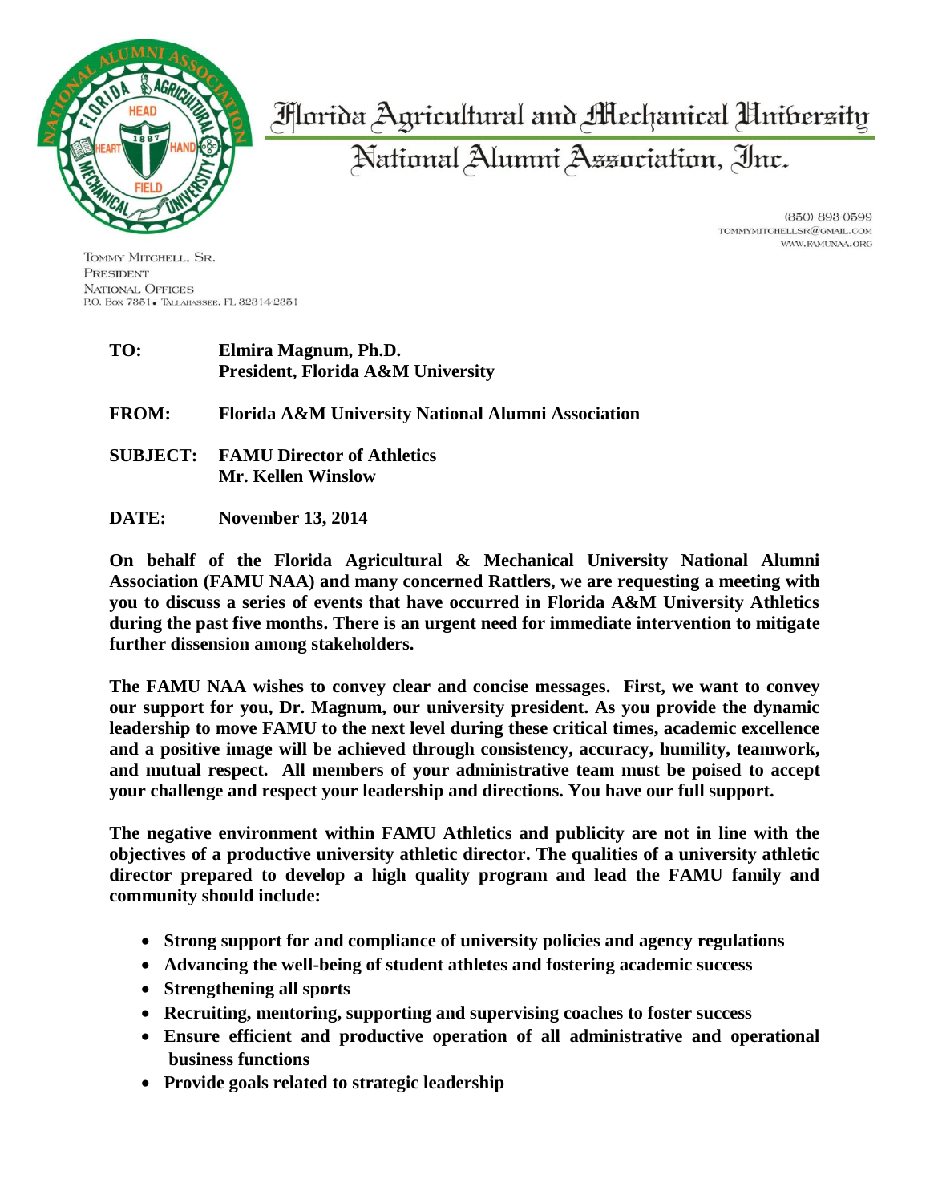# Florida Agricultural and Mechanical University
## National Alumni Association, Inc.

(850) 893-0599
TOMMYMITCHELLSR@GMAIL.COM
WWW.FAMUNAA.ORG

TOMMY MITCHELL, SR.
PRESIDENT
NATIONAL OFFICES
P.O. BOX 7351 • TALLAHASSEE, FL 32314-2351

**TO:** **Elmira Magnum, Ph.D.**
**President, Florida A&M University**

**FROM:** **Florida A&M University National Alumni Association**

**SUBJECT:** **FAMU Director of Athletics**
**Mr. Kellen Winslow**

**DATE:** **November 13, 2014**

**On behalf of the Florida Agricultural & Mechanical University National Alumni Association (FAMU NAA) and many concerned Rattlers, we are requesting a meeting with you to discuss a series of events that have occurred in Florida A&M University Athletics during the past five months. There is an urgent need for immediate intervention to mitigate further dissension among stakeholders.**

**The FAMU NAA wishes to convey clear and concise messages. First, we want to convey our support for you, Dr. Magnum, our university president. As you provide the dynamic leadership to move FAMU to the next level during these critical times, academic excellence and a positive image will be achieved through consistency, accuracy, humility, teamwork, and mutual respect. All members of your administrative team must be poised to accept your challenge and respect your leadership and directions. You have our full support.**

**The negative environment within FAMU Athletics and publicity are not in line with the objectives of a productive university athletic director. The qualities of a university athletic director prepared to develop a high quality program and lead the FAMU family and community should include:**

- **Strong support for and compliance of university policies and agency regulations**
- **Advancing the well-being of student athletes and fostering academic success**
- **Strengthening all sports**
- **Recruiting, mentoring, supporting and supervising coaches to foster success**
- **Ensure efficient and productive operation of all administrative and operational business functions**
- **Provide goals related to strategic leadership**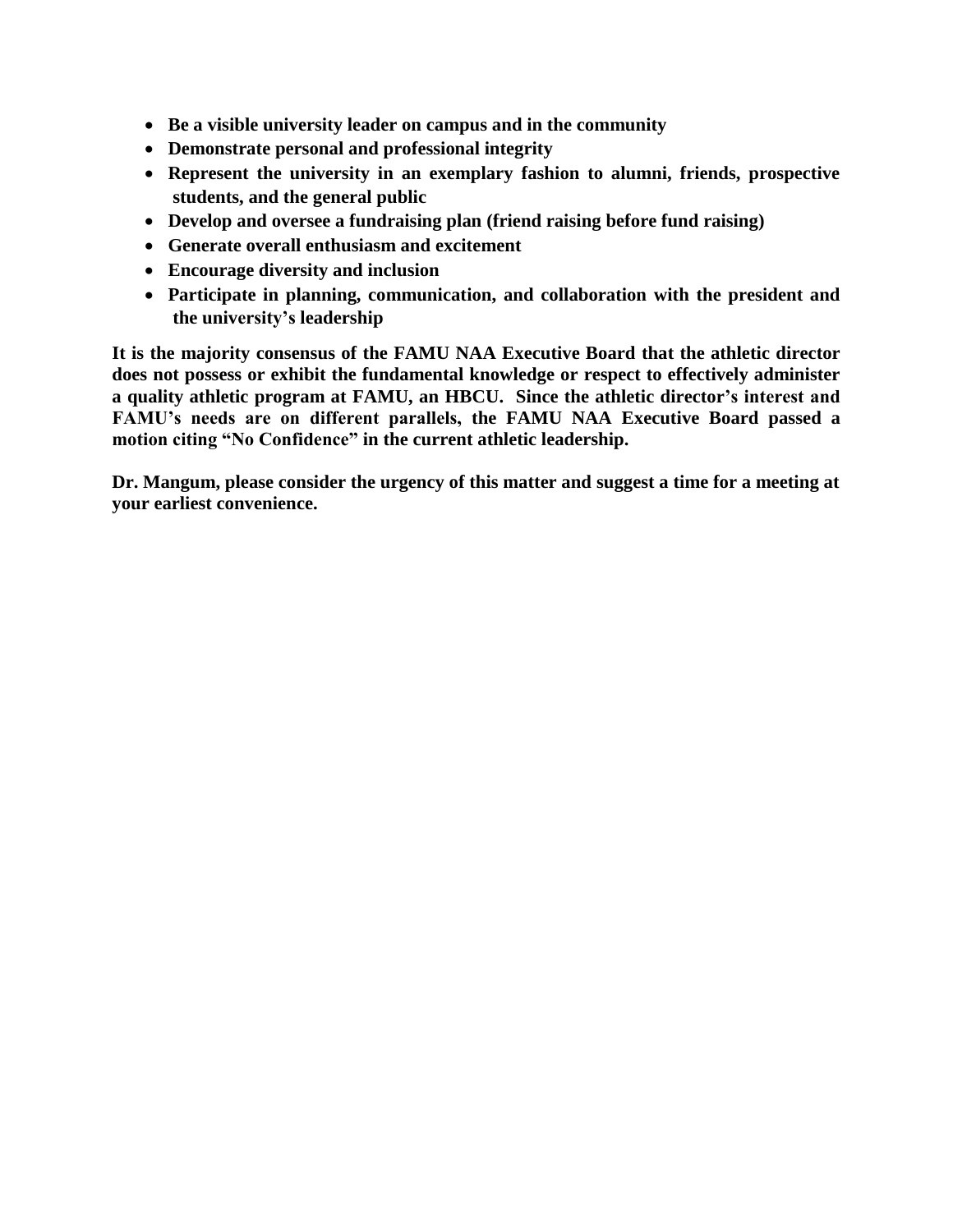- **Be a visible university leader on campus and in the community**
- **Demonstrate personal and professional integrity**
- **Represent the university in an exemplary fashion to alumni, friends, prospective students, and the general public**
- **Develop and oversee a fundraising plan (friend raising before fund raising)**
- **Generate overall enthusiasm and excitement**
- **Encourage diversity and inclusion**
- **Participate in planning, communication, and collaboration with the president and the university's leadership**

**It is the majority consensus of the FAMU NAA Executive Board that the athletic director does not possess or exhibit the fundamental knowledge or respect to effectively administer a quality athletic program at FAMU, an HBCU. Since the athletic director's interest and FAMU's needs are on different parallels, the FAMU NAA Executive Board passed a motion citing "No Confidence" in the current athletic leadership.**

**Dr. Mangum, please consider the urgency of this matter and suggest a time for a meeting at your earliest convenience.**